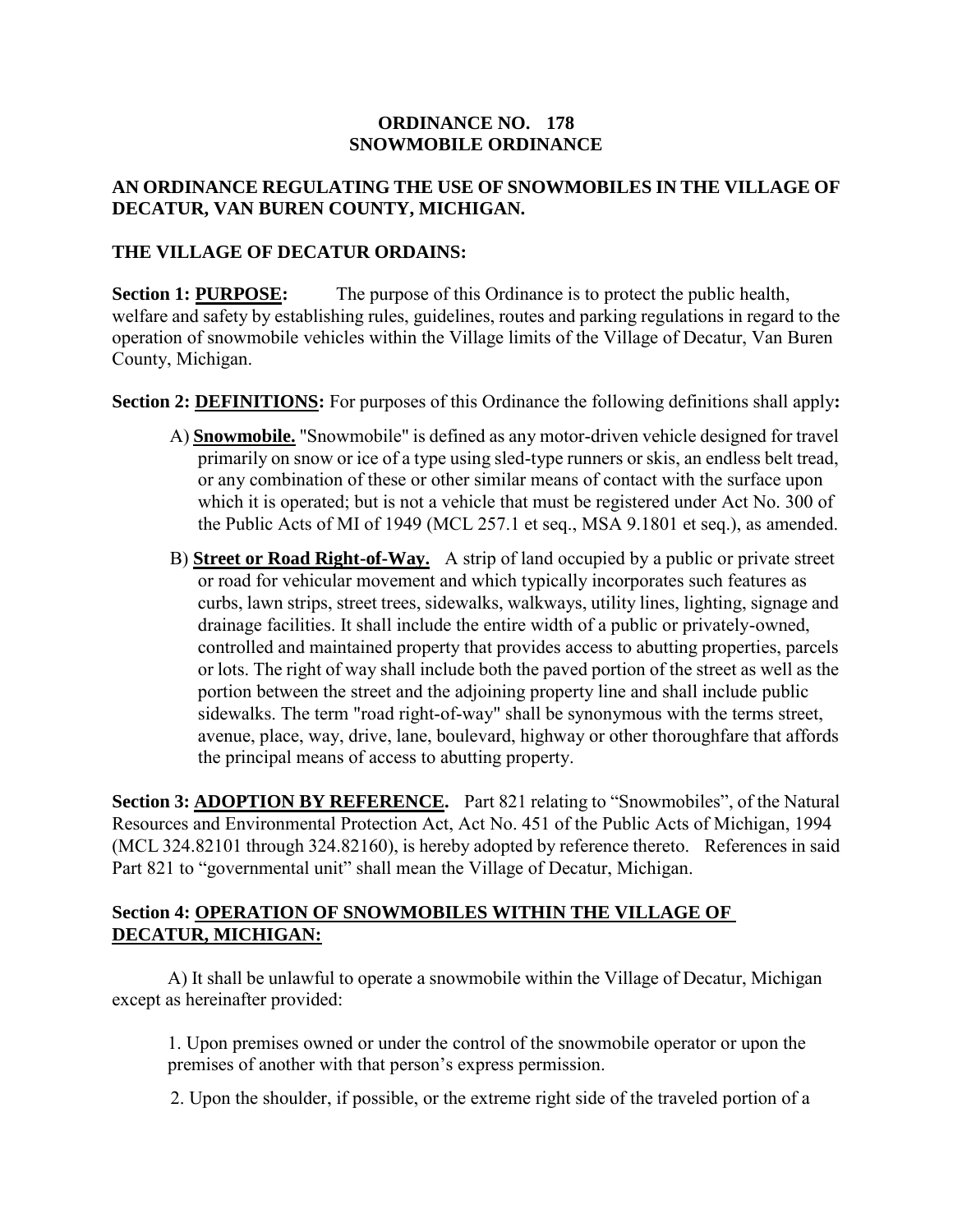# ORDINANCE NO. 178
# SNOWMOBILE ORDINANCE

## AN ORDINANCE REGULATING THE USE OF SNOWMOBILES IN THE VILLAGE OF DECATUR, VAN BUREN COUNTY, MICHIGAN.

## THE VILLAGE OF DECATUR ORDAINS:

**Section 1: PURPOSE:** The purpose of this Ordinance is to protect the public health, welfare and safety by establishing rules, guidelines, routes and parking regulations in regard to the operation of snowmobile vehicles within the Village limits of the Village of Decatur, Van Buren County, Michigan.

**Section 2: DEFINITIONS:** For purposes of this Ordinance the following definitions shall apply**:**

A) **Snowmobile.** "Snowmobile" is defined as any motor-driven vehicle designed for travel primarily on snow or ice of a type using sled-type runners or skis, an endless belt tread, or any combination of these or other similar means of contact with the surface upon which it is operated; but is not a vehicle that must be registered under Act No. 300 of the Public Acts of MI of 1949 (MCL 257.1 et seq., MSA 9.1801 et seq.), as amended.

B) **Street or Road Right-of-Way.** A strip of land occupied by a public or private street or road for vehicular movement and which typically incorporates such features as curbs, lawn strips, street trees, sidewalks, walkways, utility lines, lighting, signage and drainage facilities. It shall include the entire width of a public or privately-owned, controlled and maintained property that provides access to abutting properties, parcels or lots. The right of way shall include both the paved portion of the street as well as the portion between the street and the adjoining property line and shall include public sidewalks. The term "road right-of-way" shall be synonymous with the terms street, avenue, place, way, drive, lane, boulevard, highway or other thoroughfare that affords the principal means of access to abutting property.

**Section 3: ADOPTION BY REFERENCE.** Part 821 relating to "Snowmobiles", of the Natural Resources and Environmental Protection Act, Act No. 451 of the Public Acts of Michigan, 1994 (MCL 324.82101 through 324.82160), is hereby adopted by reference thereto. References in said Part 821 to "governmental unit" shall mean the Village of Decatur, Michigan.

## Section 4: OPERATION OF SNOWMOBILES WITHIN THE VILLAGE OF DECATUR, MICHIGAN:

A) It shall be unlawful to operate a snowmobile within the Village of Decatur, Michigan except as hereinafter provided:

1. Upon premises owned or under the control of the snowmobile operator or upon the premises of another with that person's express permission.

2. Upon the shoulder, if possible, or the extreme right side of the traveled portion of a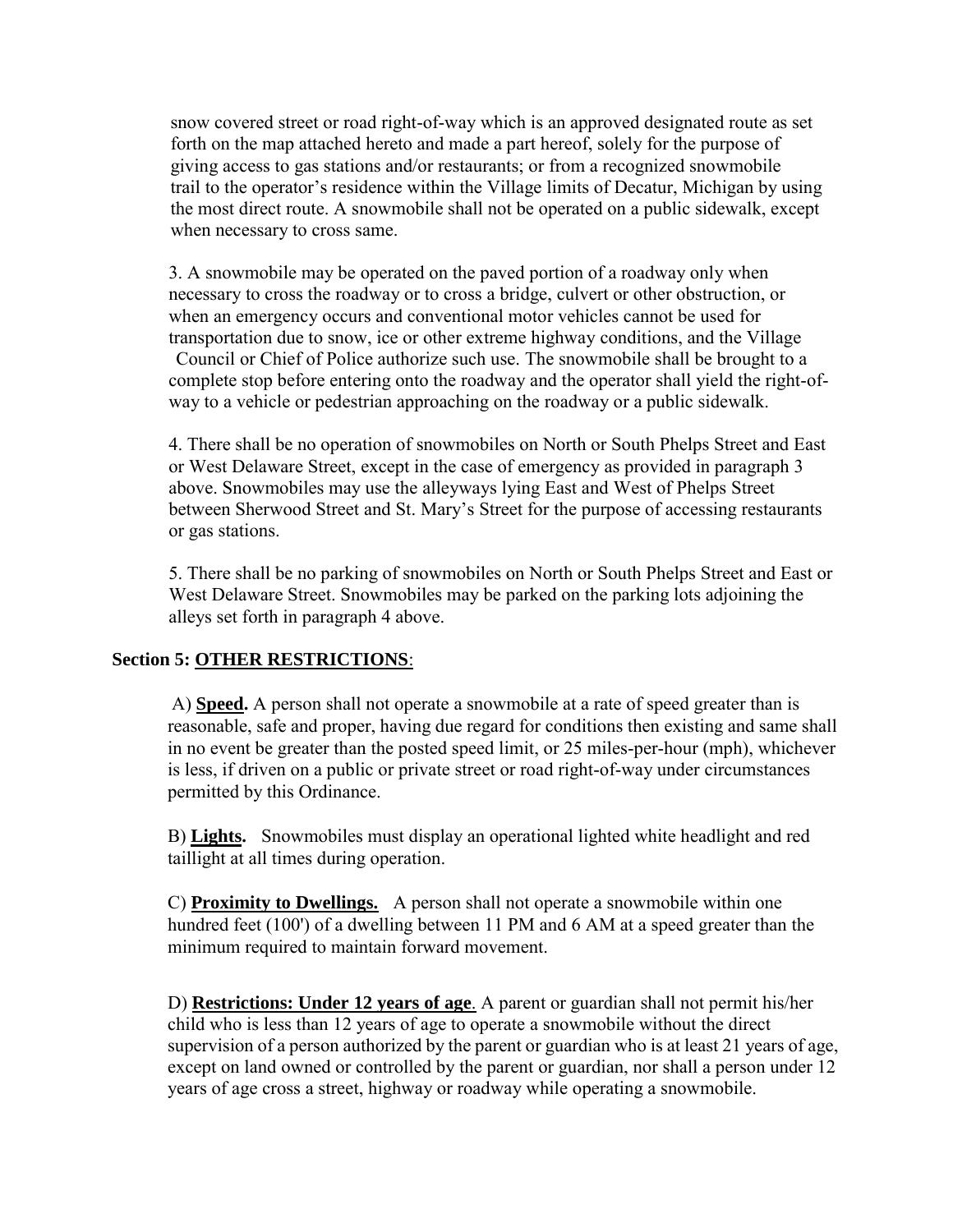snow covered street or road right-of-way which is an approved designated route as set forth on the map attached hereto and made a part hereof, solely for the purpose of giving access to gas stations and/or restaurants; or from a recognized snowmobile trail to the operator's residence within the Village limits of Decatur, Michigan by using the most direct route. A snowmobile shall not be operated on a public sidewalk, except when necessary to cross same.

3. A snowmobile may be operated on the paved portion of a roadway only when necessary to cross the roadway or to cross a bridge, culvert or other obstruction, or when an emergency occurs and conventional motor vehicles cannot be used for transportation due to snow, ice or other extreme highway conditions, and the Village Council or Chief of Police authorize such use. The snowmobile shall be brought to a complete stop before entering onto the roadway and the operator shall yield the right-of-way to a vehicle or pedestrian approaching on the roadway or a public sidewalk.

4. There shall be no operation of snowmobiles on North or South Phelps Street and East or West Delaware Street, except in the case of emergency as provided in paragraph 3 above. Snowmobiles may use the alleyways lying East and West of Phelps Street between Sherwood Street and St. Mary's Street for the purpose of accessing restaurants or gas stations.

5. There shall be no parking of snowmobiles on North or South Phelps Street and East or West Delaware Street. Snowmobiles may be parked on the parking lots adjoining the alleys set forth in paragraph 4 above.

**Section 5: OTHER RESTRICTIONS**:

A) **Speed.** A person shall not operate a snowmobile at a rate of speed greater than is reasonable, safe and proper, having due regard for conditions then existing and same shall in no event be greater than the posted speed limit, or 25 miles-per-hour (mph), whichever is less, if driven on a public or private street or road right-of-way under circumstances permitted by this Ordinance.

B) **Lights.** Snowmobiles must display an operational lighted white headlight and red taillight at all times during operation.

C) **Proximity to Dwellings.** A person shall not operate a snowmobile within one hundred feet (100') of a dwelling between 11 PM and 6 AM at a speed greater than the minimum required to maintain forward movement.

D) **Restrictions: Under 12 years of age**. A parent or guardian shall not permit his/her child who is less than 12 years of age to operate a snowmobile without the direct supervision of a person authorized by the parent or guardian who is at least 21 years of age, except on land owned or controlled by the parent or guardian, nor shall a person under 12 years of age cross a street, highway or roadway while operating a snowmobile.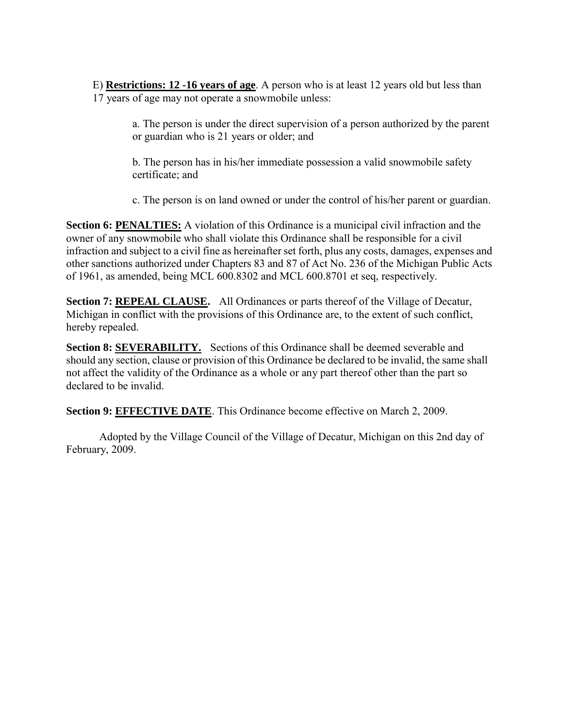E) **Restrictions: 12 -16 years of age**. A person who is at least 12 years old but less than 17 years of age may not operate a snowmobile unless:

> a. The person is under the direct supervision of a person authorized by the parent or guardian who is 21 years or older; and
>
> b. The person has in his/her immediate possession a valid snowmobile safety certificate; and
>
> c. The person is on land owned or under the control of his/her parent or guardian.

**Section 6: PENALTIES:** A violation of this Ordinance is a municipal civil infraction and the owner of any snowmobile who shall violate this Ordinance shall be responsible for a civil infraction and subject to a civil fine as hereinafter set forth, plus any costs, damages, expenses and other sanctions authorized under Chapters 83 and 87 of Act No. 236 of the Michigan Public Acts of 1961, as amended, being MCL 600.8302 and MCL 600.8701 et seq, respectively.

**Section 7: REPEAL CLAUSE.** All Ordinances or parts thereof of the Village of Decatur, Michigan in conflict with the provisions of this Ordinance are, to the extent of such conflict, hereby repealed.

**Section 8: SEVERABILITY.** Sections of this Ordinance shall be deemed severable and should any section, clause or provision of this Ordinance be declared to be invalid, the same shall not affect the validity of the Ordinance as a whole or any part thereof other than the part so declared to be invalid.

**Section 9: EFFECTIVE DATE**. This Ordinance become effective on March 2, 2009.

Adopted by the Village Council of the Village of Decatur, Michigan on this 2nd day of February, 2009.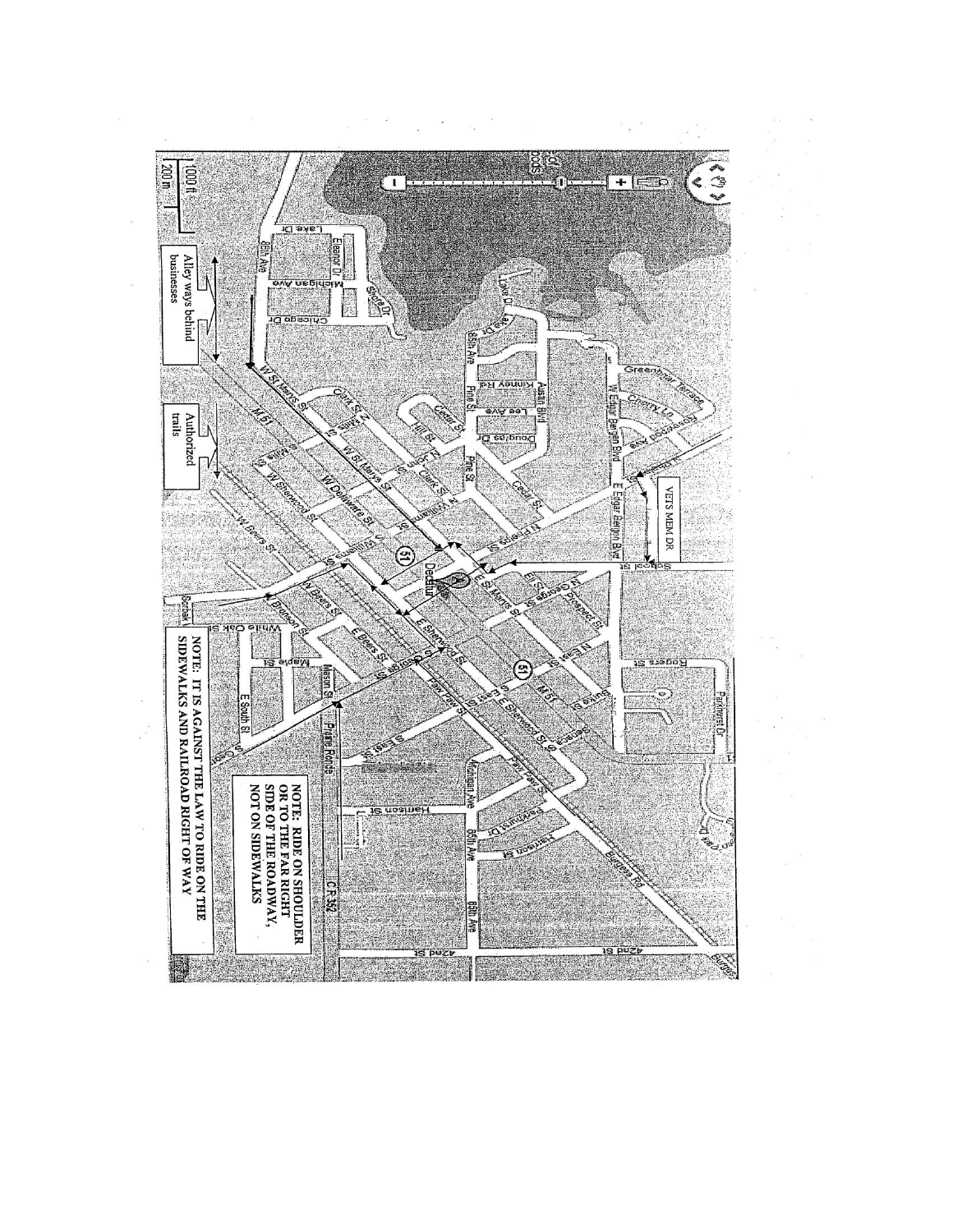1000 ft
200 m

Alley ways behind businesses

Authorized trails

VETS MEM DR

NOTE: RIDE ON SHOULDER OR TO THE FAR RIGHT SIDE OF THE ROADWAY, NOT ON SIDEWALKS

NOTE: IT IS AGAINST THE LAW TO RIDE ON THE SIDEWALKS AND RAILROAD RIGHT OF WAY